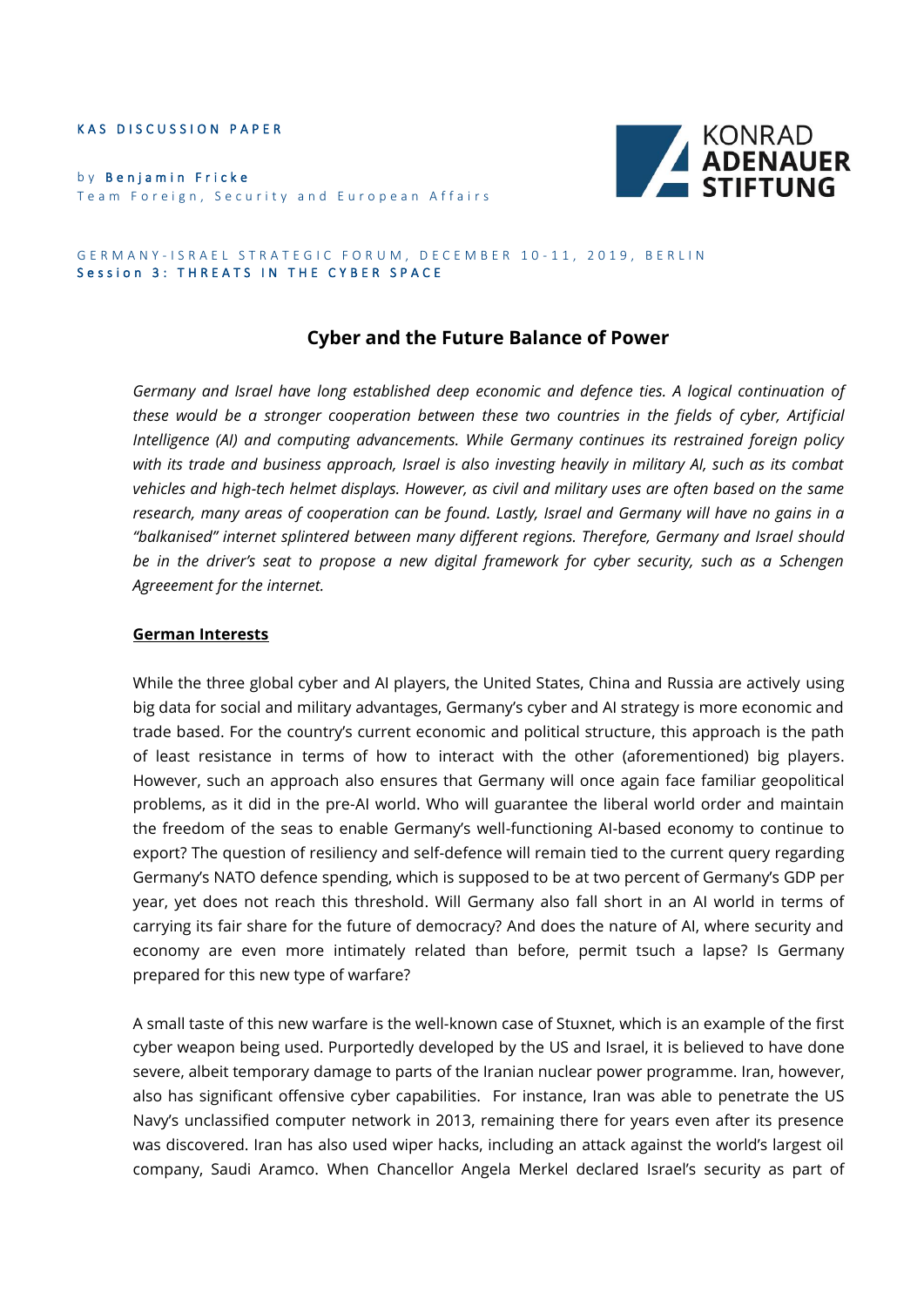KAS DISCUSSION PAPER

by **Benjamin Fricke**
Team Foreign, Security and European Affairs

KONRAD ADENAUER STIFTUNG

GERMANY-ISRAEL STRATEGIC FORUM, DECEMBER 10-11, 2019, BERLIN
**Session 3: THREATS IN THE CYBER SPACE**

# Cyber and the Future Balance of Power

*Germany and Israel have long established deep economic and defence ties. A logical continuation of these would be a stronger cooperation between these two countries in the fields of cyber, Artificial Intelligence (AI) and computing advancements. While Germany continues its restrained foreign policy with its trade and business approach, Israel is also investing heavily in military AI, such as its combat vehicles and high-tech helmet displays. However, as civil and military uses are often based on the same research, many areas of cooperation can be found. Lastly, Israel and Germany will have no gains in a "balkanised" internet splintered between many different regions. Therefore, Germany and Israel should be in the driver's seat to propose a new digital framework for cyber security, such as a Schengen Agreeement for the internet.*

## German Interests

While the three global cyber and AI players, the United States, China and Russia are actively using big data for social and military advantages, Germany's cyber and AI strategy is more economic and trade based. For the country's current economic and political structure, this approach is the path of least resistance in terms of how to interact with the other (aforementioned) big players. However, such an approach also ensures that Germany will once again face familiar geopolitical problems, as it did in the pre-AI world. Who will guarantee the liberal world order and maintain the freedom of the seas to enable Germany's well-functioning AI-based economy to continue to export? The question of resiliency and self-defence will remain tied to the current query regarding Germany's NATO defence spending, which is supposed to be at two percent of Germany's GDP per year, yet does not reach this threshold. Will Germany also fall short in an AI world in terms of carrying its fair share for the future of democracy? And does the nature of AI, where security and economy are even more intimately related than before, permit tsuch a lapse? Is Germany prepared for this new type of warfare?

A small taste of this new warfare is the well-known case of Stuxnet, which is an example of the first cyber weapon being used. Purportedly developed by the US and Israel, it is believed to have done severe, albeit temporary damage to parts of the Iranian nuclear power programme. Iran, however, also has significant offensive cyber capabilities. For instance, Iran was able to penetrate the US Navy's unclassified computer network in 2013, remaining there for years even after its presence was discovered. Iran has also used wiper hacks, including an attack against the world's largest oil company, Saudi Aramco. When Chancellor Angela Merkel declared Israel's security as part of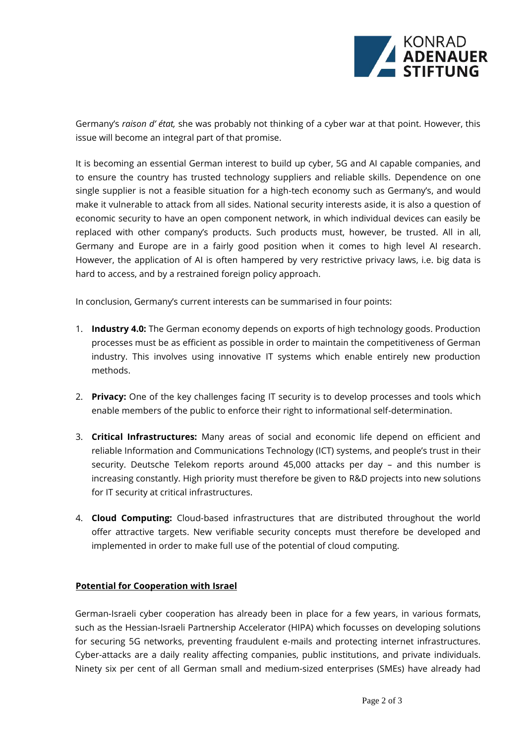Germany's *raison d' état,* she was probably not thinking of a cyber war at that point. However, this issue will become an integral part of that promise.

It is becoming an essential German interest to build up cyber, 5G and AI capable companies, and to ensure the country has trusted technology suppliers and reliable skills. Dependence on one single supplier is not a feasible situation for a high-tech economy such as Germany's, and would make it vulnerable to attack from all sides. National security interests aside, it is also a question of economic security to have an open component network, in which individual devices can easily be replaced with other company's products. Such products must, however, be trusted. All in all, Germany and Europe are in a fairly good position when it comes to high level AI research. However, the application of AI is often hampered by very restrictive privacy laws, i.e. big data is hard to access, and by a restrained foreign policy approach.

In conclusion, Germany's current interests can be summarised in four points:

1. **Industry 4.0:** The German economy depends on exports of high technology goods. Production processes must be as efficient as possible in order to maintain the competitiveness of German industry. This involves using innovative IT systems which enable entirely new production methods.

2. **Privacy:** One of the key challenges facing IT security is to develop processes and tools which enable members of the public to enforce their right to informational self-determination.

3. **Critical Infrastructures:** Many areas of social and economic life depend on efficient and reliable Information and Communications Technology (ICT) systems, and people's trust in their security. Deutsche Telekom reports around 45,000 attacks per day – and this number is increasing constantly. High priority must therefore be given to R&D projects into new solutions for IT security at critical infrastructures.

4. **Cloud Computing:** Cloud-based infrastructures that are distributed throughout the world offer attractive targets. New verifiable security concepts must therefore be developed and implemented in order to make full use of the potential of cloud computing.

## Potential for Cooperation with Israel

German-Israeli cyber cooperation has already been in place for a few years, in various formats, such as the Hessian-Israeli Partnership Accelerator (HIPA) which focusses on developing solutions for securing 5G networks, preventing fraudulent e-mails and protecting internet infrastructures. Cyber-attacks are a daily reality affecting companies, public institutions, and private individuals. Ninety six per cent of all German small and medium-sized enterprises (SMEs) have already had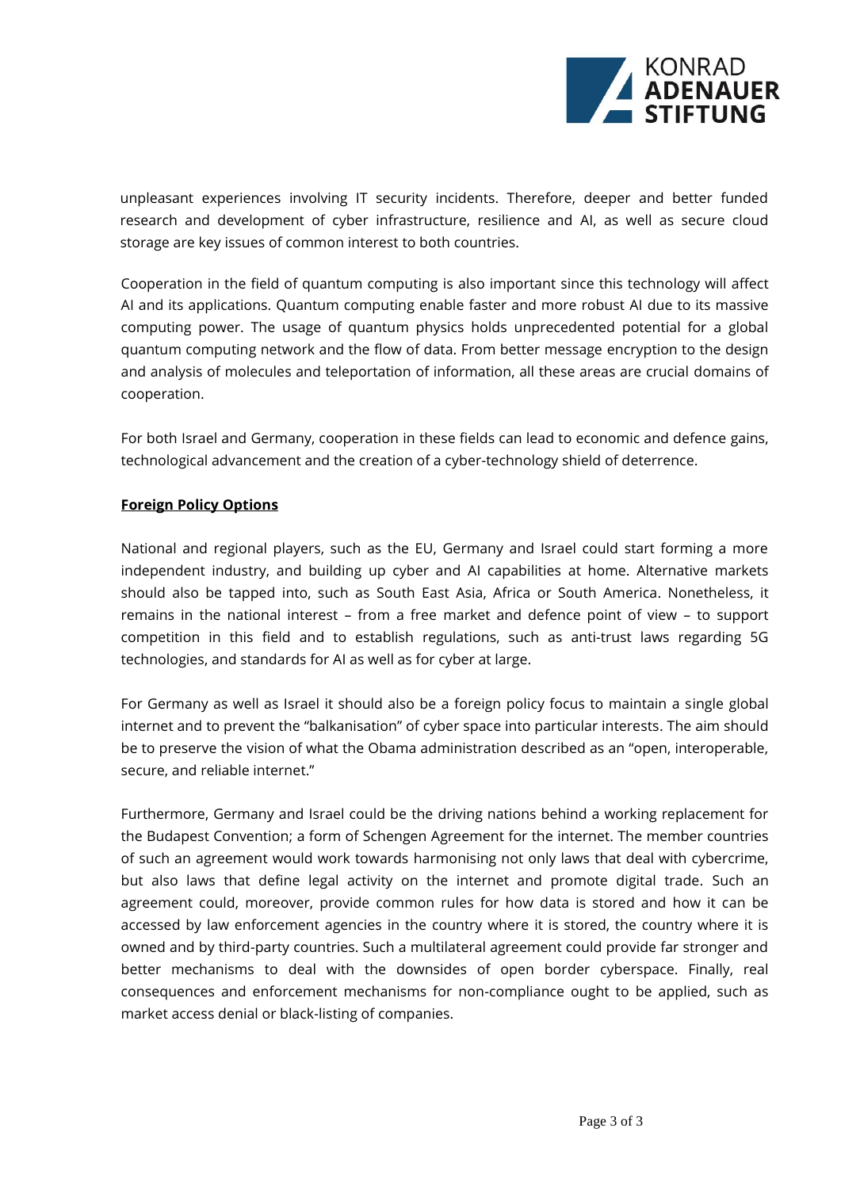unpleasant experiences involving IT security incidents. Therefore, deeper and better funded research and development of cyber infrastructure, resilience and AI, as well as secure cloud storage are key issues of common interest to both countries.

Cooperation in the field of quantum computing is also important since this technology will affect AI and its applications. Quantum computing enable faster and more robust AI due to its massive computing power. The usage of quantum physics holds unprecedented potential for a global quantum computing network and the flow of data. From better message encryption to the design and analysis of molecules and teleportation of information, all these areas are crucial domains of cooperation.

For both Israel and Germany, cooperation in these fields can lead to economic and defence gains, technological advancement and the creation of a cyber-technology shield of deterrence.

## Foreign Policy Options

National and regional players, such as the EU, Germany and Israel could start forming a more independent industry, and building up cyber and AI capabilities at home. Alternative markets should also be tapped into, such as South East Asia, Africa or South America. Nonetheless, it remains in the national interest – from a free market and defence point of view – to support competition in this field and to establish regulations, such as anti-trust laws regarding 5G technologies, and standards for AI as well as for cyber at large.

For Germany as well as Israel it should also be a foreign policy focus to maintain a single global internet and to prevent the "balkanisation" of cyber space into particular interests. The aim should be to preserve the vision of what the Obama administration described as an "open, interoperable, secure, and reliable internet."

Furthermore, Germany and Israel could be the driving nations behind a working replacement for the Budapest Convention; a form of Schengen Agreement for the internet. The member countries of such an agreement would work towards harmonising not only laws that deal with cybercrime, but also laws that define legal activity on the internet and promote digital trade. Such an agreement could, moreover, provide common rules for how data is stored and how it can be accessed by law enforcement agencies in the country where it is stored, the country where it is owned and by third-party countries. Such a multilateral agreement could provide far stronger and better mechanisms to deal with the downsides of open border cyberspace. Finally, real consequences and enforcement mechanisms for non-compliance ought to be applied, such as market access denial or black-listing of companies.